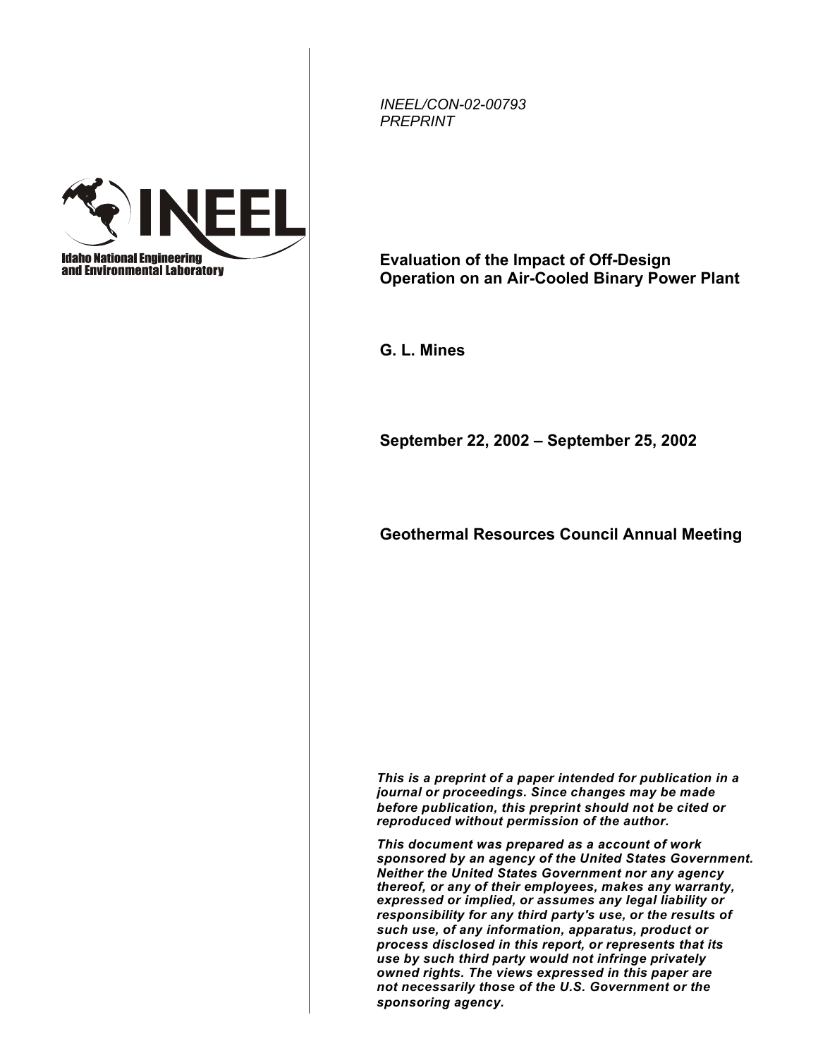Idaho National Engineering and Environmental Laboratory

*INEEL/CON-02-00793*
*PREPRINT*

# Evaluation of the Impact of Off-Design Operation on an Air-Cooled Binary Power Plant

**G. L. Mines**

**September 22, 2002 – September 25, 2002**

**Geothermal Resources Council Annual Meeting**

***This is a preprint of a paper intended for publication in a journal or proceedings. Since changes may be made before publication, this preprint should not be cited or reproduced without permission of the author.***

***This document was prepared as a account of work sponsored by an agency of the United States Government. Neither the United States Government nor any agency thereof, or any of their employees, makes any warranty, expressed or implied, or assumes any legal liability or responsibility for any third party's use, or the results of such use, of any information, apparatus, product or process disclosed in this report, or represents that its use by such third party would not infringe privately owned rights. The views expressed in this paper are not necessarily those of the U.S. Government or the sponsoring agency.***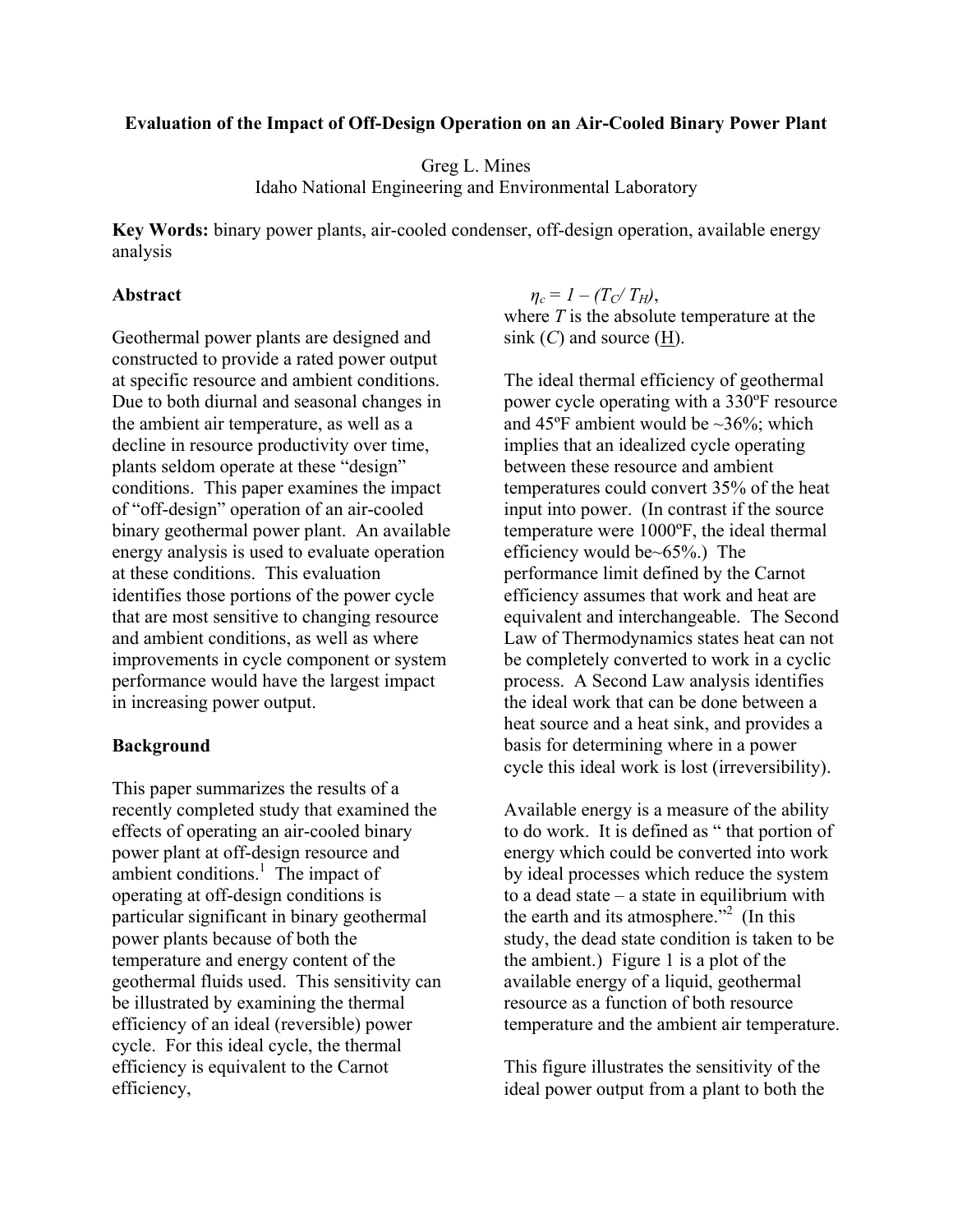**Evaluation of the Impact of Off-Design Operation on an Air-Cooled Binary Power Plant**

Greg L. Mines
Idaho National Engineering and Environmental Laboratory

**Key Words:** binary power plants, air-cooled condenser, off-design operation, available energy analysis

## Abstract

Geothermal power plants are designed and constructed to provide a rated power output at specific resource and ambient conditions. Due to both diurnal and seasonal changes in the ambient air temperature, as well as a decline in resource productivity over time, plants seldom operate at these "design" conditions. This paper examines the impact of "off-design" operation of an air-cooled binary geothermal power plant. An available energy analysis is used to evaluate operation at these conditions. This evaluation identifies those portions of the power cycle that are most sensitive to changing resource and ambient conditions, as well as where improvements in cycle component or system performance would have the largest impact in increasing power output.

## Background

This paper summarizes the results of a recently completed study that examined the effects of operating an air-cooled binary power plant at off-design resource and ambient conditions.[1] The impact of operating at off-design conditions is particular significant in binary geothermal power plants because of both the temperature and energy content of the geothermal fluids used. This sensitivity can be illustrated by examining the thermal efficiency of an ideal (reversible) power cycle. For this ideal cycle, the thermal efficiency is equivalent to the Carnot efficiency,

$$\eta_c = 1 - (T_C / T_H),$$

where $T$ is the absolute temperature at the sink ($C$) and source (H).

The ideal thermal efficiency of geothermal power cycle operating with a 330ºF resource and 45ºF ambient would be ~36%; which implies that an idealized cycle operating between these resource and ambient temperatures could convert 35% of the heat input into power. (In contrast if the source temperature were 1000ºF, the ideal thermal efficiency would be~65%.) The performance limit defined by the Carnot efficiency assumes that work and heat are equivalent and interchangeable. The Second Law of Thermodynamics states heat can not be completely converted to work in a cyclic process. A Second Law analysis identifies the ideal work that can be done between a heat source and a heat sink, and provides a basis for determining where in a power cycle this ideal work is lost (irreversibility).

Available energy is a measure of the ability to do work. It is defined as " that portion of energy which could be converted into work by ideal processes which reduce the system to a dead state – a state in equilibrium with the earth and its atmosphere."[2] (In this study, the dead state condition is taken to be the ambient.) Figure 1 is a plot of the available energy of a liquid, geothermal resource as a function of both resource temperature and the ambient air temperature.

This figure illustrates the sensitivity of the ideal power output from a plant to both the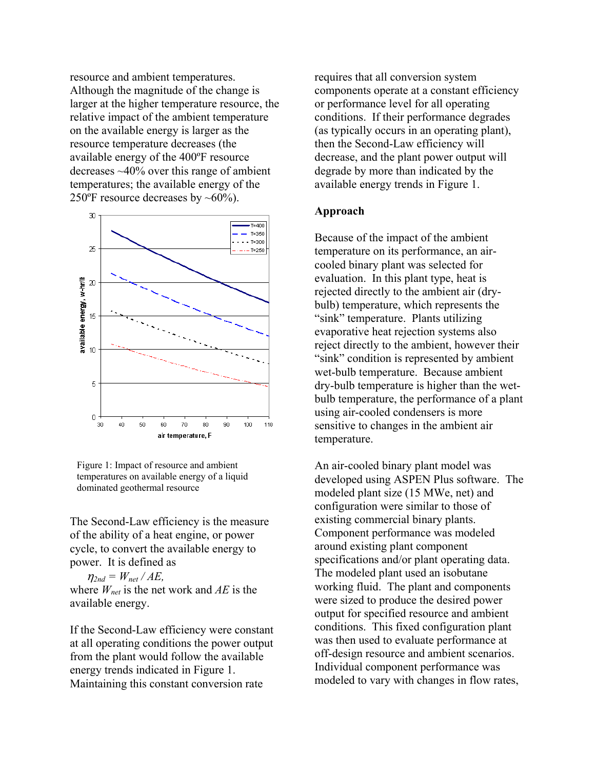resource and ambient temperatures. Although the magnitude of the change is larger at the higher temperature resource, the relative impact of the ambient temperature on the available energy is larger as the resource temperature decreases (the available energy of the 400ºF resource decreases ~40% over this range of ambient temperatures; the available energy of the 250ºF resource decreases by ~60%).

Figure 1: Impact of resource and ambient temperatures on available energy of a liquid dominated geothermal resource

The Second-Law efficiency is the measure of the ability of a heat engine, or power cycle, to convert the available energy to power. It is defined as

$$\eta_{2nd} = W_{net} / AE,$$

where $W_{net}$ is the net work and $AE$ is the available energy.

If the Second-Law efficiency were constant at all operating conditions the power output from the plant would follow the available energy trends indicated in Figure 1. Maintaining this constant conversion rate requires that all conversion system components operate at a constant efficiency or performance level for all operating conditions. If their performance degrades (as typically occurs in an operating plant), then the Second-Law efficiency will decrease, and the plant power output will degrade by more than indicated by the available energy trends in Figure 1.

## Approach

Because of the impact of the ambient temperature on its performance, an air-cooled binary plant was selected for evaluation. In this plant type, heat is rejected directly to the ambient air (dry-bulb) temperature, which represents the "sink" temperature. Plants utilizing evaporative heat rejection systems also reject directly to the ambient, however their "sink" condition is represented by ambient wet-bulb temperature. Because ambient dry-bulb temperature is higher than the wet-bulb temperature, the performance of a plant using air-cooled condensers is more sensitive to changes in the ambient air temperature.

An air-cooled binary plant model was developed using ASPEN Plus software. The modeled plant size (15 MWe, net) and configuration were similar to those of existing commercial binary plants. Component performance was modeled around existing plant component specifications and/or plant operating data. The modeled plant used an isobutane working fluid. The plant and components were sized to produce the desired power output for specified resource and ambient conditions. This fixed configuration plant was then used to evaluate performance at off-design resource and ambient scenarios. Individual component performance was modeled to vary with changes in flow rates,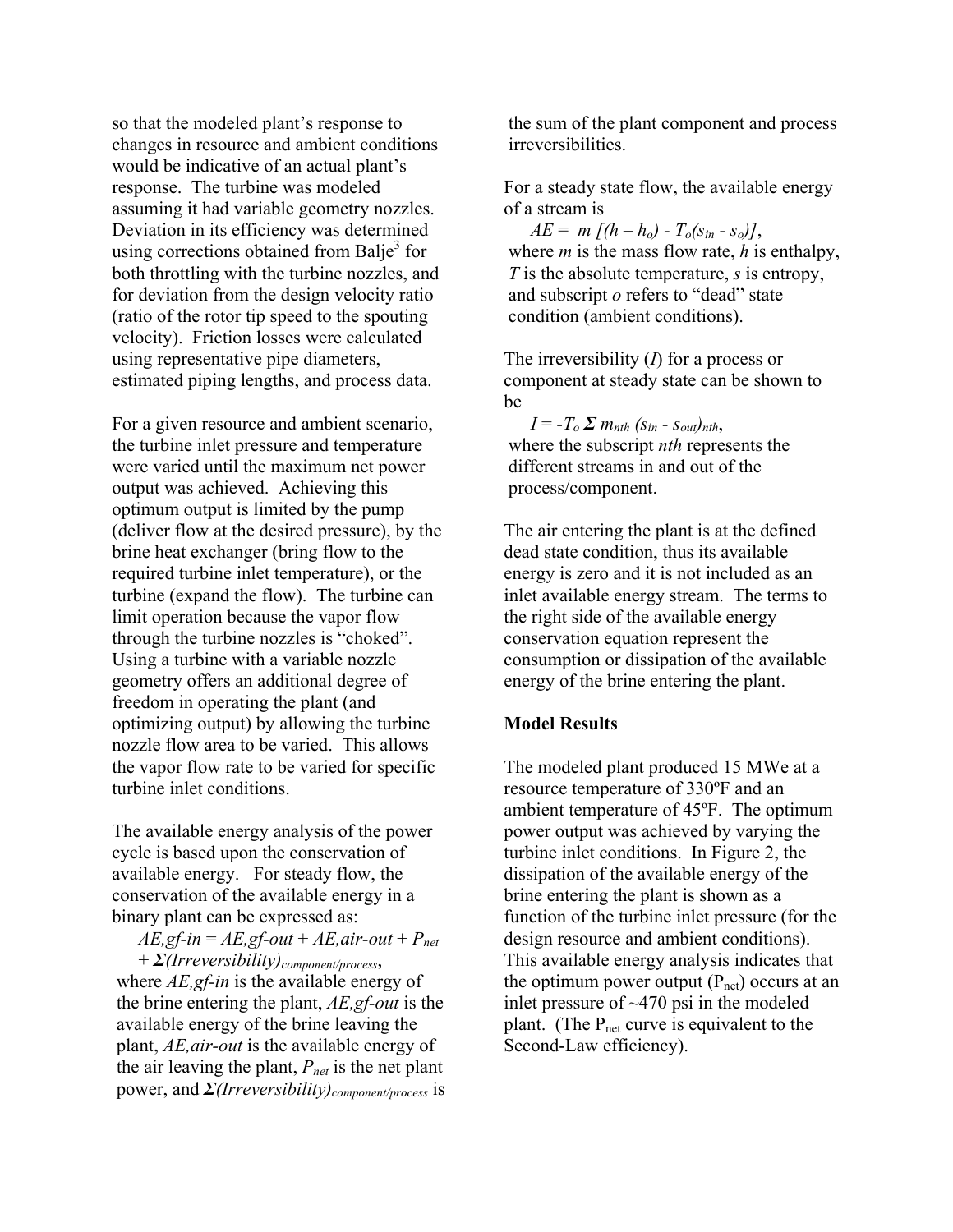so that the modeled plant's response to changes in resource and ambient conditions would be indicative of an actual plant's response. The turbine was modeled assuming it had variable geometry nozzles. Deviation in its efficiency was determined using corrections obtained from Balje[3] for both throttling with the turbine nozzles, and for deviation from the design velocity ratio (ratio of the rotor tip speed to the spouting velocity). Friction losses were calculated using representative pipe diameters, estimated piping lengths, and process data.

For a given resource and ambient scenario, the turbine inlet pressure and temperature were varied until the maximum net power output was achieved. Achieving this optimum output is limited by the pump (deliver flow at the desired pressure), by the brine heat exchanger (bring flow to the required turbine inlet temperature), or the turbine (expand the flow). The turbine can limit operation because the vapor flow through the turbine nozzles is "choked". Using a turbine with a variable nozzle geometry offers an additional degree of freedom in operating the plant (and optimizing output) by allowing the turbine nozzle flow area to be varied. This allows the vapor flow rate to be varied for specific turbine inlet conditions.

The available energy analysis of the power cycle is based upon the conservation of available energy. For steady flow, the conservation of the available energy in a binary plant can be expressed as:

$$AE_{,gf\text{-}in} = AE_{,gf\text{-}out} + AE_{,air\text{-}out} + P_{net} + \Sigma(Irreversibility)_{component/process},$$

where $AE_{,gf\text{-}in}$ is the available energy of the brine entering the plant, $AE_{,gf\text{-}out}$ is the available energy of the brine leaving the plant, $AE_{,air\text{-}out}$ is the available energy of the air leaving the plant, $P_{net}$ is the net plant power, and $\Sigma(Irreversibility)_{component/process}$ is the sum of the plant component and process irreversibilities.

For a steady state flow, the available energy of a stream is

$$AE = m\,[(h - h_o) - T_o(s_{in} - s_o)],$$

where $m$ is the mass flow rate, $h$ is enthalpy, $T$ is the absolute temperature, $s$ is entropy, and subscript $o$ refers to "dead" state condition (ambient conditions).

The irreversibility ($I$) for a process or component at steady state can be shown to be

$$I = -T_o\, \Sigma\, m_{nth}\, (s_{in} - s_{out})_{nth},$$

where the subscript $nth$ represents the different streams in and out of the process/component.

The air entering the plant is at the defined dead state condition, thus its available energy is zero and it is not included as an inlet available energy stream. The terms to the right side of the available energy conservation equation represent the consumption or dissipation of the available energy of the brine entering the plant.

**Model Results**

The modeled plant produced 15 MWe at a resource temperature of 330ºF and an ambient temperature of 45ºF. The optimum power output was achieved by varying the turbine inlet conditions. In Figure 2, the dissipation of the available energy of the brine entering the plant is shown as a function of the turbine inlet pressure (for the design resource and ambient conditions). This available energy analysis indicates that the optimum power output ($P_{net}$) occurs at an inlet pressure of ~470 psi in the modeled plant. (The $P_{net}$ curve is equivalent to the Second-Law efficiency).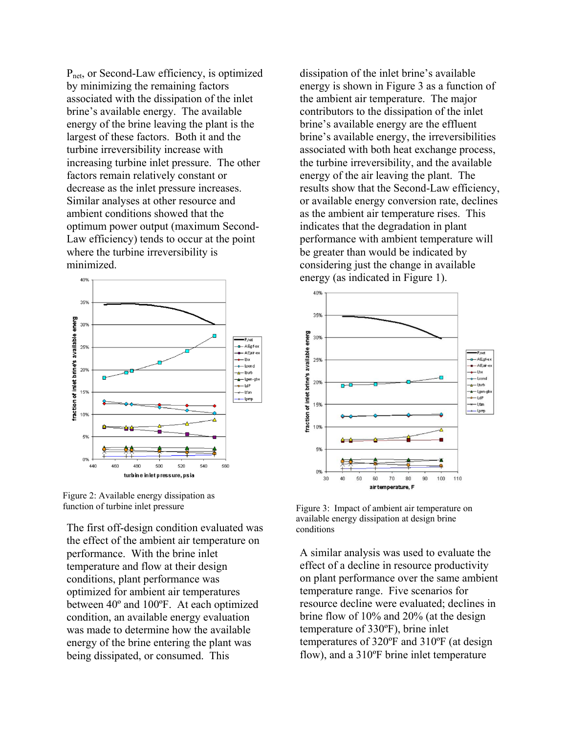$P_{net}$, or Second-Law efficiency, is optimized by minimizing the remaining factors associated with the dissipation of the inlet brine's available energy. The available energy of the brine leaving the plant is the largest of these factors. Both it and the turbine irreversibility increase with increasing turbine inlet pressure. The other factors remain relatively constant or decrease as the inlet pressure increases. Similar analyses at other resource and ambient conditions showed that the optimum power output (maximum Second-Law efficiency) tends to occur at the point where the turbine irreversibility is minimized.

Figure 2: Available energy dissipation as function of turbine inlet pressure

The first off-design condition evaluated was the effect of the ambient air temperature on performance. With the brine inlet temperature and flow at their design conditions, plant performance was optimized for ambient air temperatures between 40º and 100ºF. At each optimized condition, an available energy evaluation was made to determine how the available energy of the brine entering the plant was being dissipated, or consumed. This dissipation of the inlet brine's available energy is shown in Figure 3 as a function of the ambient air temperature. The major contributors to the dissipation of the inlet brine's available energy are the effluent brine's available energy, the irreversibilities associated with both heat exchange process, the turbine irreversibility, and the available energy of the air leaving the plant. The results show that the Second-Law efficiency, or available energy conversion rate, declines as the ambient air temperature rises. This indicates that the degradation in plant performance with ambient temperature will be greater than would be indicated by considering just the change in available energy (as indicated in Figure 1).

Figure 3: Impact of ambient air temperature on available energy dissipation at design brine conditions

A similar analysis was used to evaluate the effect of a decline in resource productivity on plant performance over the same ambient temperature range. Five scenarios for resource decline were evaluated; declines in brine flow of 10% and 20% (at the design temperature of 330ºF), brine inlet temperatures of 320ºF and 310ºF (at design flow), and a 310ºF brine inlet temperature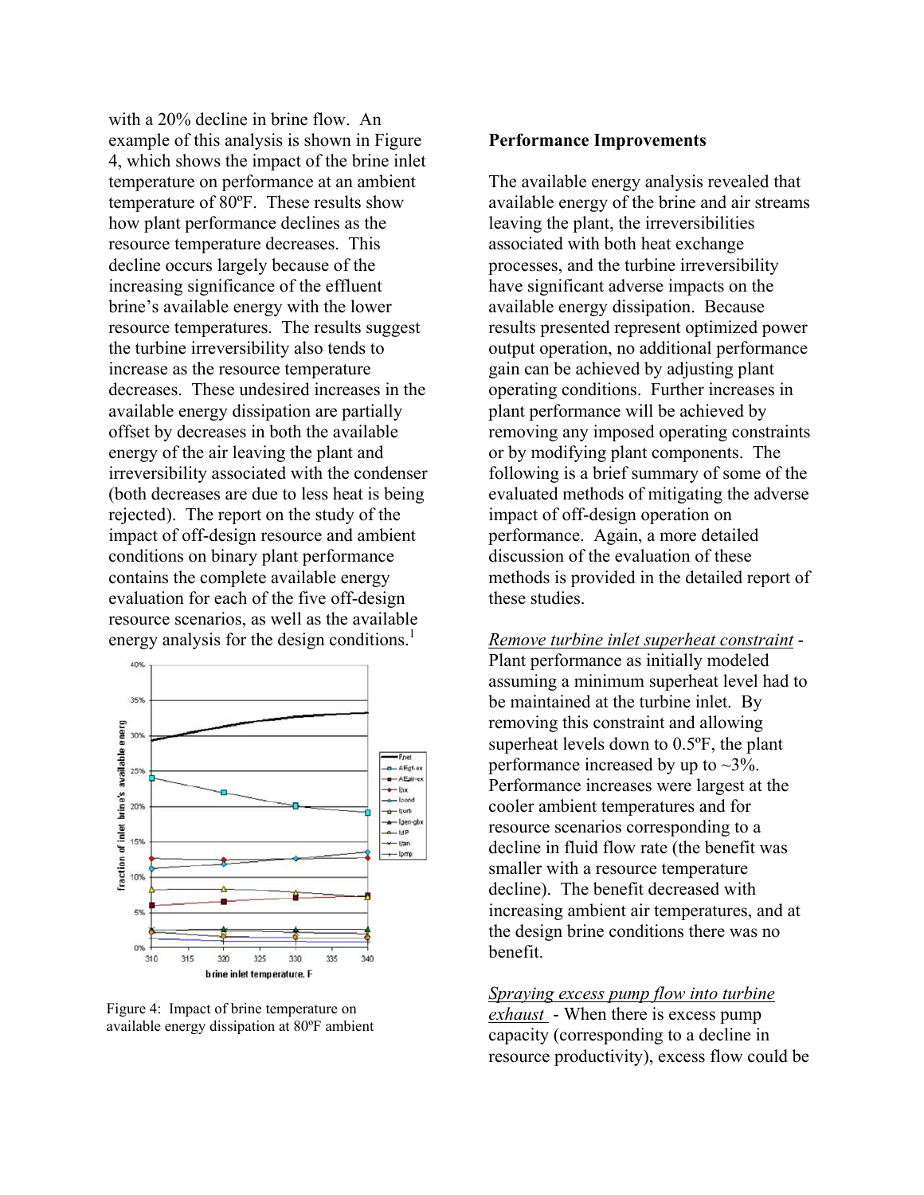with a 20% decline in brine flow. An example of this analysis is shown in Figure 4, which shows the impact of the brine inlet temperature on performance at an ambient temperature of 80ºF. These results show how plant performance declines as the resource temperature decreases. This decline occurs largely because of the increasing significance of the effluent brine's available energy with the lower resource temperatures. The results suggest the turbine irreversibility also tends to increase as the resource temperature decreases. These undesired increases in the available energy dissipation are partially offset by decreases in both the available energy of the air leaving the plant and irreversibility associated with the condenser (both decreases are due to less heat is being rejected). The report on the study of the impact of off-design resource and ambient conditions on binary plant performance contains the complete available energy evaluation for each of the five off-design resource scenarios, as well as the available energy analysis for the design conditions.[1]

Figure 4: Impact of brine temperature on available energy dissipation at 80ºF ambient

**Performance Improvements**

The available energy analysis revealed that available energy of the brine and air streams leaving the plant, the irreversibilities associated with both heat exchange processes, and the turbine irreversibility have significant adverse impacts on the available energy dissipation. Because results presented represent optimized power output operation, no additional performance gain can be achieved by adjusting plant operating conditions. Further increases in plant performance will be achieved by removing any imposed operating constraints or by modifying plant components. The following is a brief summary of some of the evaluated methods of mitigating the adverse impact of off-design operation on performance. Again, a more detailed discussion of the evaluation of these methods is provided in the detailed report of these studies.

*Remove turbine inlet superheat constraint* - Plant performance as initially modeled assuming a minimum superheat level had to be maintained at the turbine inlet. By removing this constraint and allowing superheat levels down to 0.5ºF, the plant performance increased by up to ~3%. Performance increases were largest at the cooler ambient temperatures and for resource scenarios corresponding to a decline in fluid flow rate (the benefit was smaller with a resource temperature decline). The benefit decreased with increasing ambient air temperatures, and at the design brine conditions there was no benefit.

*Spraying excess pump flow into turbine exhaust* - When there is excess pump capacity (corresponding to a decline in resource productivity), excess flow could be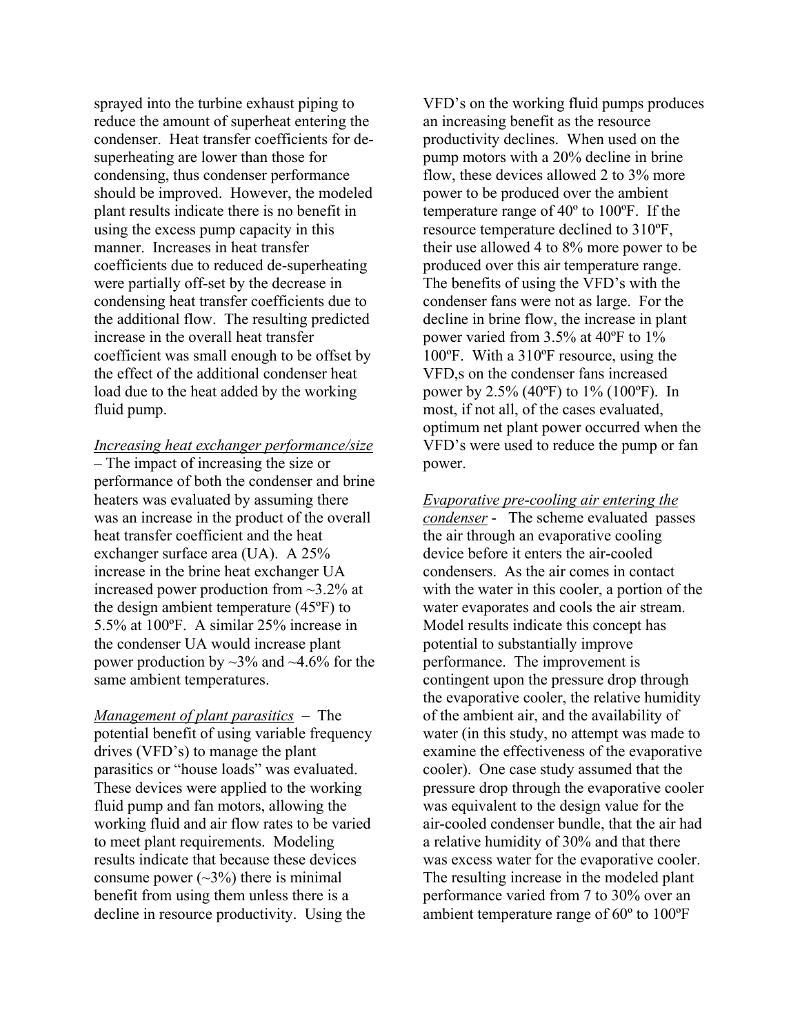sprayed into the turbine exhaust piping to reduce the amount of superheat entering the condenser. Heat transfer coefficients for de-superheating are lower than those for condensing, thus condenser performance should be improved. However, the modeled plant results indicate there is no benefit in using the excess pump capacity in this manner. Increases in heat transfer coefficients due to reduced de-superheating were partially off-set by the decrease in condensing heat transfer coefficients due to the additional flow. The resulting predicted increase in the overall heat transfer coefficient was small enough to be offset by the effect of the additional condenser heat load due to the heat added by the working fluid pump.

*Increasing heat exchanger performance/size* – The impact of increasing the size or performance of both the condenser and brine heaters was evaluated by assuming there was an increase in the product of the overall heat transfer coefficient and the heat exchanger surface area (UA). A 25% increase in the brine heat exchanger UA increased power production from ~3.2% at the design ambient temperature (45ºF) to 5.5% at 100ºF. A similar 25% increase in the condenser UA would increase plant power production by ~3% and ~4.6% for the same ambient temperatures.

*Management of plant parasitics* – The potential benefit of using variable frequency drives (VFD's) to manage the plant parasitics or "house loads" was evaluated. These devices were applied to the working fluid pump and fan motors, allowing the working fluid and air flow rates to be varied to meet plant requirements. Modeling results indicate that because these devices consume power (~3%) there is minimal benefit from using them unless there is a decline in resource productivity. Using the VFD's on the working fluid pumps produces an increasing benefit as the resource productivity declines. When used on the pump motors with a 20% decline in brine flow, these devices allowed 2 to 3% more power to be produced over the ambient temperature range of 40º to 100ºF. If the resource temperature declined to 310ºF, their use allowed 4 to 8% more power to be produced over this air temperature range. The benefits of using the VFD's with the condenser fans were not as large. For the decline in brine flow, the increase in plant power varied from 3.5% at 40ºF to 1% 100ºF. With a 310ºF resource, using the VFD,s on the condenser fans increased power by 2.5% (40ºF) to 1% (100ºF). In most, if not all, of the cases evaluated, optimum net plant power occurred when the VFD's were used to reduce the pump or fan power.

*Evaporative pre-cooling air entering the condenser* - The scheme evaluated passes the air through an evaporative cooling device before it enters the air-cooled condensers. As the air comes in contact with the water in this cooler, a portion of the water evaporates and cools the air stream. Model results indicate this concept has potential to substantially improve performance. The improvement is contingent upon the pressure drop through the evaporative cooler, the relative humidity of the ambient air, and the availability of water (in this study, no attempt was made to examine the effectiveness of the evaporative cooler). One case study assumed that the pressure drop through the evaporative cooler was equivalent to the design value for the air-cooled condenser bundle, that the air had a relative humidity of 30% and that there was excess water for the evaporative cooler. The resulting increase in the modeled plant performance varied from 7 to 30% over an ambient temperature range of 60º to 100ºF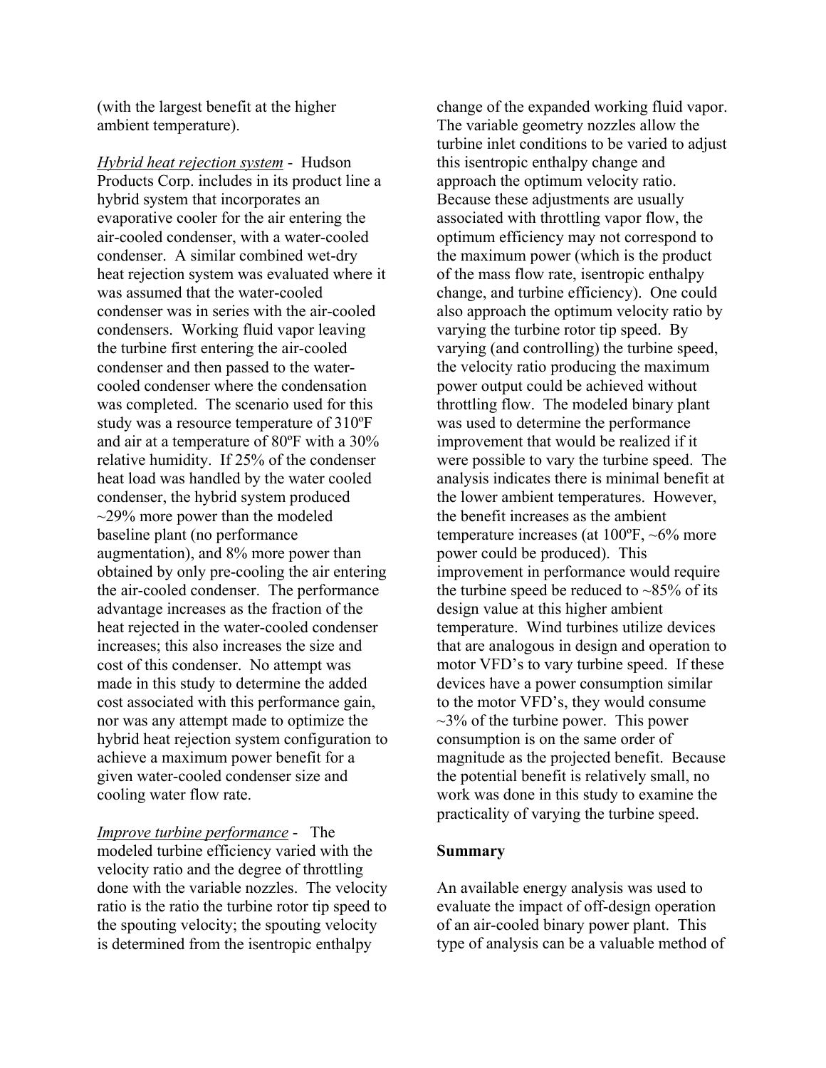(with the largest benefit at the higher ambient temperature).

*Hybrid heat rejection system* - Hudson Products Corp. includes in its product line a hybrid system that incorporates an evaporative cooler for the air entering the air-cooled condenser, with a water-cooled condenser. A similar combined wet-dry heat rejection system was evaluated where it was assumed that the water-cooled condenser was in series with the air-cooled condensers. Working fluid vapor leaving the turbine first entering the air-cooled condenser and then passed to the water-cooled condenser where the condensation was completed. The scenario used for this study was a resource temperature of 310ºF and air at a temperature of 80ºF with a 30% relative humidity. If 25% of the condenser heat load was handled by the water cooled condenser, the hybrid system produced ~29% more power than the modeled baseline plant (no performance augmentation), and 8% more power than obtained by only pre-cooling the air entering the air-cooled condenser. The performance advantage increases as the fraction of the heat rejected in the water-cooled condenser increases; this also increases the size and cost of this condenser. No attempt was made in this study to determine the added cost associated with this performance gain, nor was any attempt made to optimize the hybrid heat rejection system configuration to achieve a maximum power benefit for a given water-cooled condenser size and cooling water flow rate.

*Improve turbine performance* - The modeled turbine efficiency varied with the velocity ratio and the degree of throttling done with the variable nozzles. The velocity ratio is the ratio the turbine rotor tip speed to the spouting velocity; the spouting velocity is determined from the isentropic enthalpy change of the expanded working fluid vapor. The variable geometry nozzles allow the turbine inlet conditions to be varied to adjust this isentropic enthalpy change and approach the optimum velocity ratio. Because these adjustments are usually associated with throttling vapor flow, the optimum efficiency may not correspond to the maximum power (which is the product of the mass flow rate, isentropic enthalpy change, and turbine efficiency). One could also approach the optimum velocity ratio by varying the turbine rotor tip speed. By varying (and controlling) the turbine speed, the velocity ratio producing the maximum power output could be achieved without throttling flow. The modeled binary plant was used to determine the performance improvement that would be realized if it were possible to vary the turbine speed. The analysis indicates there is minimal benefit at the lower ambient temperatures. However, the benefit increases as the ambient temperature increases (at 100ºF, ~6% more power could be produced). This improvement in performance would require the turbine speed be reduced to ~85% of its design value at this higher ambient temperature. Wind turbines utilize devices that are analogous in design and operation to motor VFD's to vary turbine speed. If these devices have a power consumption similar to the motor VFD's, they would consume ~3% of the turbine power. This power consumption is on the same order of magnitude as the projected benefit. Because the potential benefit is relatively small, no work was done in this study to examine the practicality of varying the turbine speed.

**Summary**

An available energy analysis was used to evaluate the impact of off-design operation of an air-cooled binary power plant. This type of analysis can be a valuable method of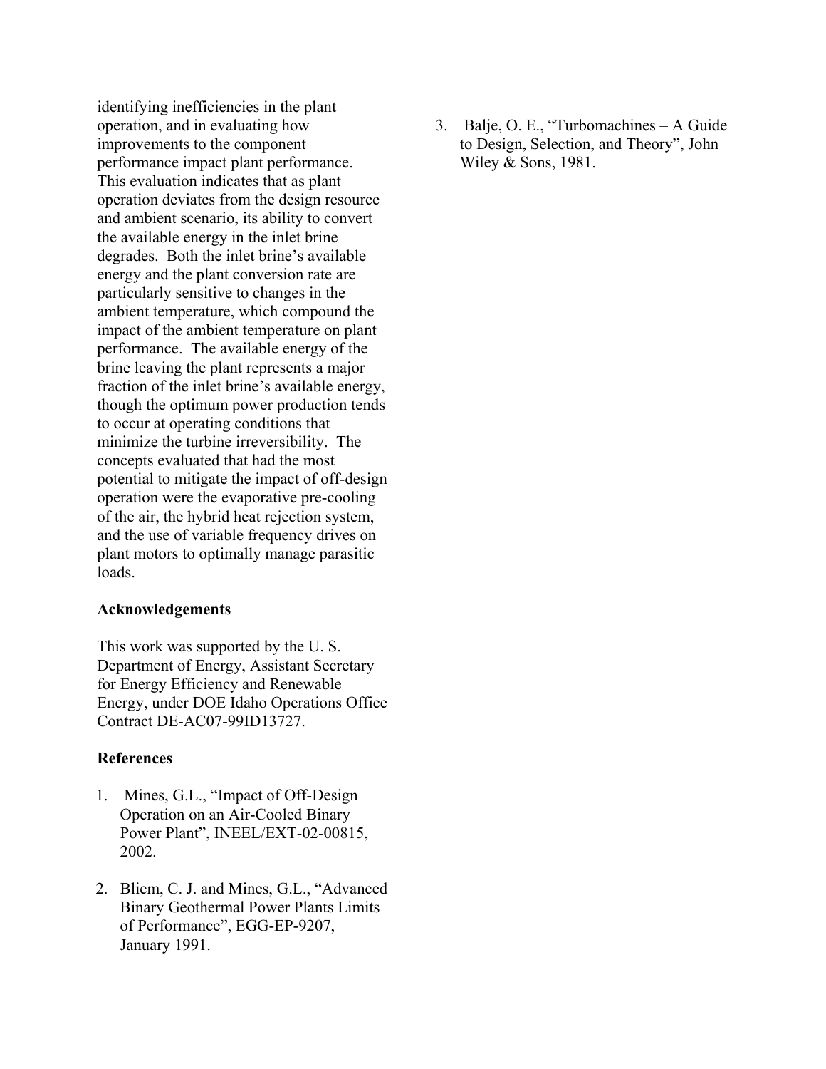identifying inefficiencies in the plant operation, and in evaluating how improvements to the component performance impact plant performance. This evaluation indicates that as plant operation deviates from the design resource and ambient scenario, its ability to convert the available energy in the inlet brine degrades. Both the inlet brine's available energy and the plant conversion rate are particularly sensitive to changes in the ambient temperature, which compound the impact of the ambient temperature on plant performance. The available energy of the brine leaving the plant represents a major fraction of the inlet brine's available energy, though the optimum power production tends to occur at operating conditions that minimize the turbine irreversibility. The concepts evaluated that had the most potential to mitigate the impact of off-design operation were the evaporative pre-cooling of the air, the hybrid heat rejection system, and the use of variable frequency drives on plant motors to optimally manage parasitic loads.

**Acknowledgements**

This work was supported by the U. S. Department of Energy, Assistant Secretary for Energy Efficiency and Renewable Energy, under DOE Idaho Operations Office Contract DE-AC07-99ID13727.

**References**

1. Mines, G.L., "Impact of Off-Design Operation on an Air-Cooled Binary Power Plant", INEEL/EXT-02-00815, 2002.

2. Bliem, C. J. and Mines, G.L., "Advanced Binary Geothermal Power Plants Limits of Performance", EGG-EP-9207, January 1991.

3. Balje, O. E., "Turbomachines – A Guide to Design, Selection, and Theory", John Wiley & Sons, 1981.